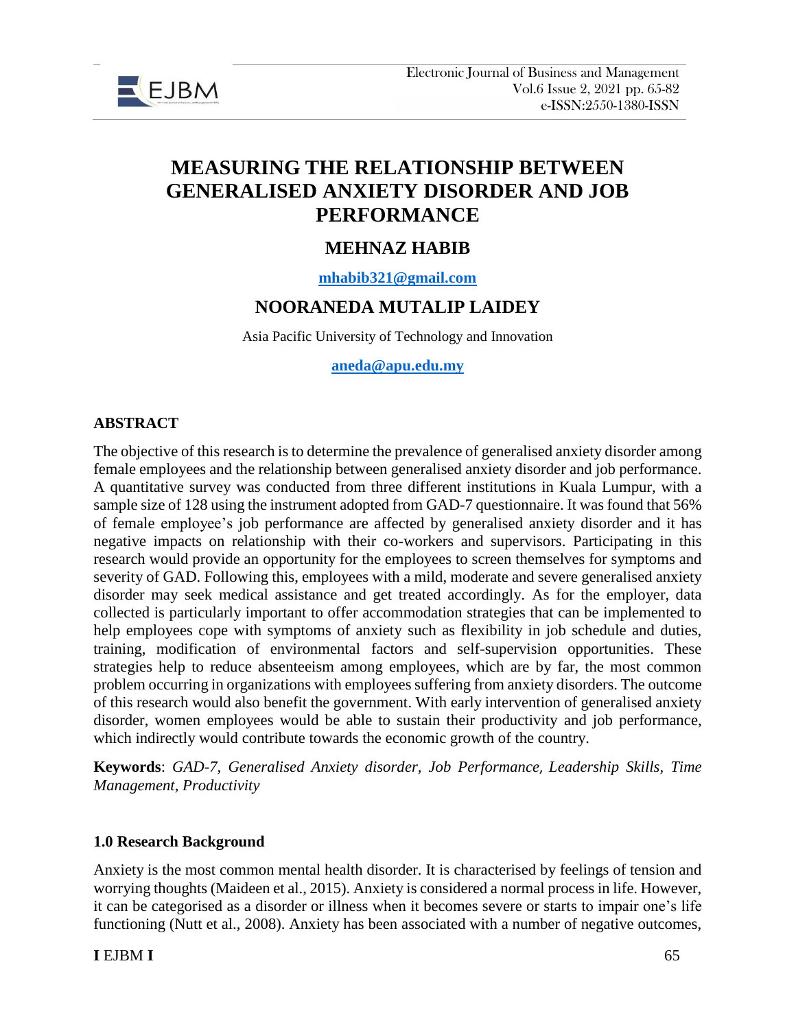# MEASURING THE RELATIONSHIP BETWEEN GENERALISED ANXIETY DISORDER AND JOB PERFORMANCE

## MEHNAZ HABIB

mhabib321@gmail.com

## NOORANEDA MUTALIP LAIDEY

Asia Pacific University of Technology and Innovation

aneda@apu.edu.my

### ABSTRACT

The objective of this research is to determine the prevalence of generalised anxiety disorder among female employees and the relationship between generalised anxiety disorder and job performance. A quantitative survey was conducted from three different institutions in Kuala Lumpur, with a sample size of 128 using the instrument adopted from GAD-7 questionnaire. It was found that 56% of female employee's job performance are affected by generalised anxiety disorder and it has negative impacts on relationship with their co-workers and supervisors. Participating in this research would provide an opportunity for the employees to screen themselves for symptoms and severity of GAD. Following this, employees with a mild, moderate and severe generalised anxiety disorder may seek medical assistance and get treated accordingly. As for the employer, data collected is particularly important to offer accommodation strategies that can be implemented to help employees cope with symptoms of anxiety such as flexibility in job schedule and duties, training, modification of environmental factors and self-supervision opportunities. These strategies help to reduce absenteeism among employees, which are by far, the most common problem occurring in organizations with employees suffering from anxiety disorders. The outcome of this research would also benefit the government. With early intervention of generalised anxiety disorder, women employees would be able to sustain their productivity and job performance, which indirectly would contribute towards the economic growth of the country.

**Keywords**: *GAD-7, Generalised Anxiety disorder, Job Performance, Leadership Skills, Time Management, Productivity*

### 1.0 Research Background

Anxiety is the most common mental health disorder. It is characterised by feelings of tension and worrying thoughts (Maideen et al., 2015). Anxiety is considered a normal process in life. However, it can be categorised as a disorder or illness when it becomes severe or starts to impair one's life functioning (Nutt et al., 2008). Anxiety has been associated with a number of negative outcomes,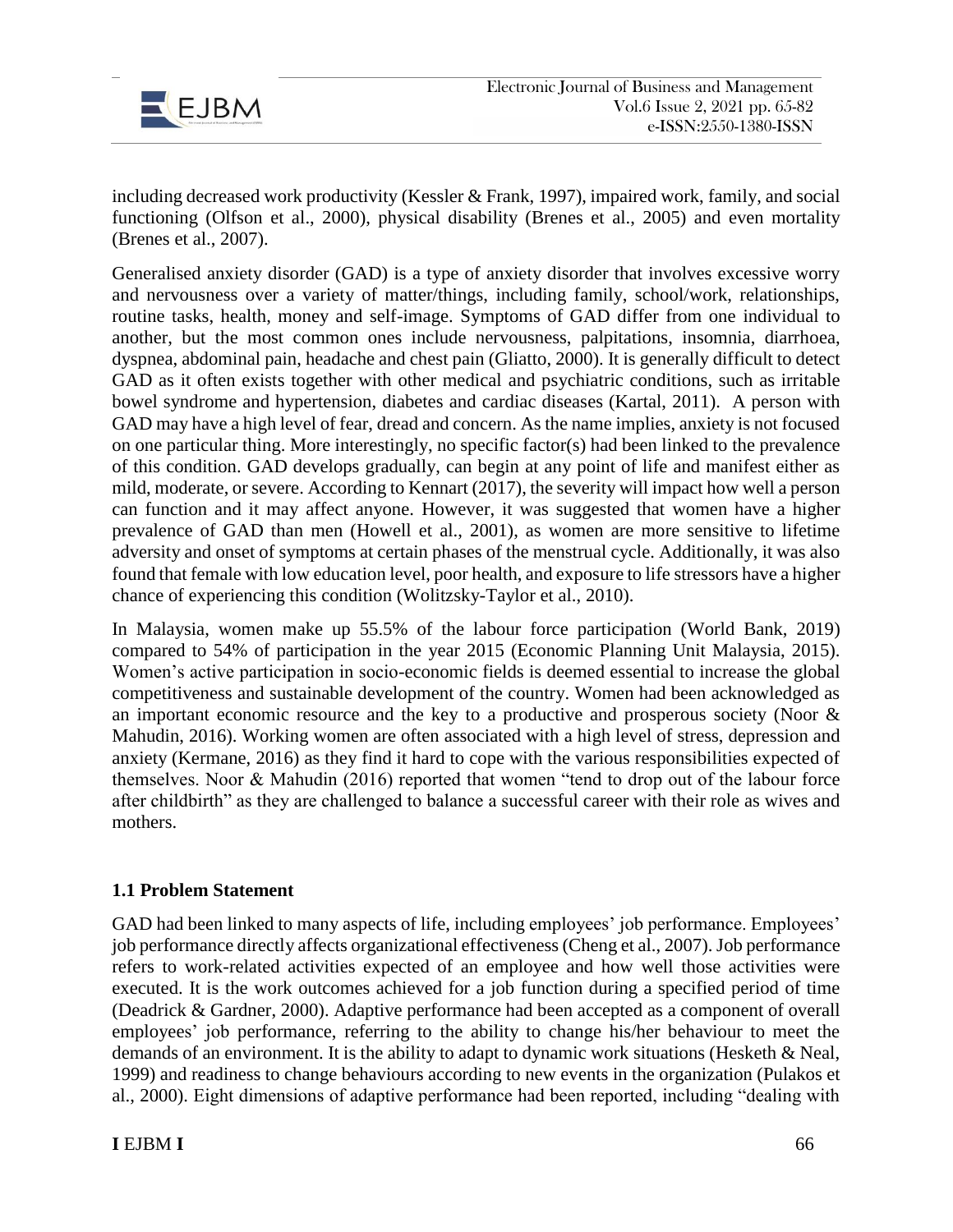including decreased work productivity (Kessler & Frank, 1997), impaired work, family, and social functioning (Olfson et al., 2000), physical disability (Brenes et al., 2005) and even mortality (Brenes et al., 2007).

Generalised anxiety disorder (GAD) is a type of anxiety disorder that involves excessive worry and nervousness over a variety of matter/things, including family, school/work, relationships, routine tasks, health, money and self-image. Symptoms of GAD differ from one individual to another, but the most common ones include nervousness, palpitations, insomnia, diarrhoea, dyspnea, abdominal pain, headache and chest pain (Gliatto, 2000). It is generally difficult to detect GAD as it often exists together with other medical and psychiatric conditions, such as irritable bowel syndrome and hypertension, diabetes and cardiac diseases (Kartal, 2011). A person with GAD may have a high level of fear, dread and concern. As the name implies, anxiety is not focused on one particular thing. More interestingly, no specific factor(s) had been linked to the prevalence of this condition. GAD develops gradually, can begin at any point of life and manifest either as mild, moderate, or severe. According to Kennart (2017), the severity will impact how well a person can function and it may affect anyone. However, it was suggested that women have a higher prevalence of GAD than men (Howell et al., 2001), as women are more sensitive to lifetime adversity and onset of symptoms at certain phases of the menstrual cycle. Additionally, it was also found that female with low education level, poor health, and exposure to life stressors have a higher chance of experiencing this condition (Wolitzsky-Taylor et al., 2010).

In Malaysia, women make up 55.5% of the labour force participation (World Bank, 2019) compared to 54% of participation in the year 2015 (Economic Planning Unit Malaysia, 2015). Women's active participation in socio-economic fields is deemed essential to increase the global competitiveness and sustainable development of the country. Women had been acknowledged as an important economic resource and the key to a productive and prosperous society (Noor & Mahudin, 2016). Working women are often associated with a high level of stress, depression and anxiety (Kermane, 2016) as they find it hard to cope with the various responsibilities expected of themselves. Noor & Mahudin (2016) reported that women "tend to drop out of the labour force after childbirth" as they are challenged to balance a successful career with their role as wives and mothers.

### 1.1 Problem Statement

GAD had been linked to many aspects of life, including employees' job performance. Employees' job performance directly affects organizational effectiveness (Cheng et al., 2007). Job performance refers to work-related activities expected of an employee and how well those activities were executed. It is the work outcomes achieved for a job function during a specified period of time (Deadrick & Gardner, 2000). Adaptive performance had been accepted as a component of overall employees' job performance, referring to the ability to change his/her behaviour to meet the demands of an environment. It is the ability to adapt to dynamic work situations (Hesketh & Neal, 1999) and readiness to change behaviours according to new events in the organization (Pulakos et al., 2000). Eight dimensions of adaptive performance had been reported, including "dealing with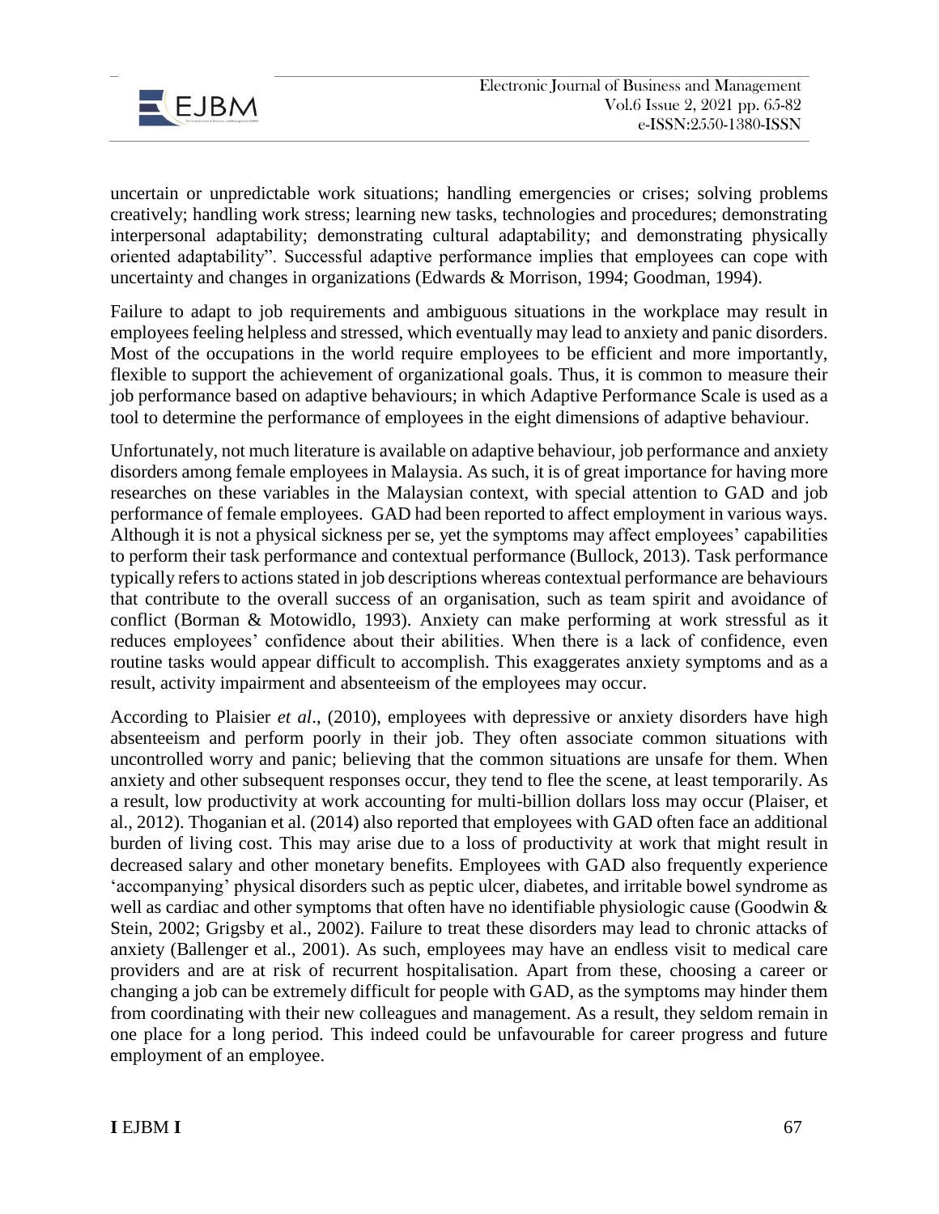uncertain or unpredictable work situations; handling emergencies or crises; solving problems creatively; handling work stress; learning new tasks, technologies and procedures; demonstrating interpersonal adaptability; demonstrating cultural adaptability; and demonstrating physically oriented adaptability". Successful adaptive performance implies that employees can cope with uncertainty and changes in organizations (Edwards & Morrison, 1994; Goodman, 1994).

Failure to adapt to job requirements and ambiguous situations in the workplace may result in employees feeling helpless and stressed, which eventually may lead to anxiety and panic disorders. Most of the occupations in the world require employees to be efficient and more importantly, flexible to support the achievement of organizational goals. Thus, it is common to measure their job performance based on adaptive behaviours; in which Adaptive Performance Scale is used as a tool to determine the performance of employees in the eight dimensions of adaptive behaviour.

Unfortunately, not much literature is available on adaptive behaviour, job performance and anxiety disorders among female employees in Malaysia. As such, it is of great importance for having more researches on these variables in the Malaysian context, with special attention to GAD and job performance of female employees. GAD had been reported to affect employment in various ways. Although it is not a physical sickness per se, yet the symptoms may affect employees' capabilities to perform their task performance and contextual performance (Bullock, 2013). Task performance typically refers to actions stated in job descriptions whereas contextual performance are behaviours that contribute to the overall success of an organisation, such as team spirit and avoidance of conflict (Borman & Motowidlo, 1993). Anxiety can make performing at work stressful as it reduces employees' confidence about their abilities. When there is a lack of confidence, even routine tasks would appear difficult to accomplish. This exaggerates anxiety symptoms and as a result, activity impairment and absenteeism of the employees may occur.

According to Plaisier *et al*., (2010), employees with depressive or anxiety disorders have high absenteeism and perform poorly in their job. They often associate common situations with uncontrolled worry and panic; believing that the common situations are unsafe for them. When anxiety and other subsequent responses occur, they tend to flee the scene, at least temporarily. As a result, low productivity at work accounting for multi-billion dollars loss may occur (Plaiser, et al., 2012). Thoganian et al. (2014) also reported that employees with GAD often face an additional burden of living cost. This may arise due to a loss of productivity at work that might result in decreased salary and other monetary benefits. Employees with GAD also frequently experience 'accompanying' physical disorders such as peptic ulcer, diabetes, and irritable bowel syndrome as well as cardiac and other symptoms that often have no identifiable physiologic cause (Goodwin & Stein, 2002; Grigsby et al., 2002). Failure to treat these disorders may lead to chronic attacks of anxiety (Ballenger et al., 2001). As such, employees may have an endless visit to medical care providers and are at risk of recurrent hospitalisation. Apart from these, choosing a career or changing a job can be extremely difficult for people with GAD, as the symptoms may hinder them from coordinating with their new colleagues and management. As a result, they seldom remain in one place for a long period. This indeed could be unfavourable for career progress and future employment of an employee.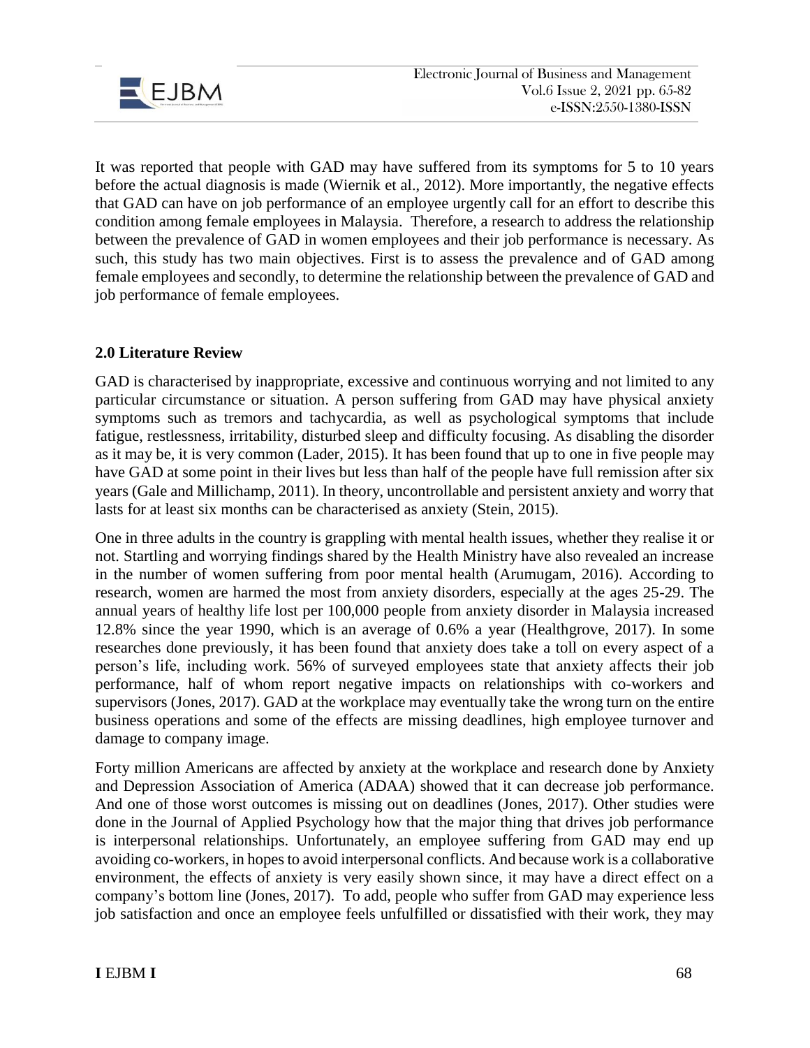It was reported that people with GAD may have suffered from its symptoms for 5 to 10 years before the actual diagnosis is made (Wiernik et al., 2012). More importantly, the negative effects that GAD can have on job performance of an employee urgently call for an effort to describe this condition among female employees in Malaysia. Therefore, a research to address the relationship between the prevalence of GAD in women employees and their job performance is necessary. As such, this study has two main objectives. First is to assess the prevalence and of GAD among female employees and secondly, to determine the relationship between the prevalence of GAD and job performance of female employees.

## 2.0 Literature Review

GAD is characterised by inappropriate, excessive and continuous worrying and not limited to any particular circumstance or situation. A person suffering from GAD may have physical anxiety symptoms such as tremors and tachycardia, as well as psychological symptoms that include fatigue, restlessness, irritability, disturbed sleep and difficulty focusing. As disabling the disorder as it may be, it is very common (Lader, 2015). It has been found that up to one in five people may have GAD at some point in their lives but less than half of the people have full remission after six years (Gale and Millichamp, 2011). In theory, uncontrollable and persistent anxiety and worry that lasts for at least six months can be characterised as anxiety (Stein, 2015).

One in three adults in the country is grappling with mental health issues, whether they realise it or not. Startling and worrying findings shared by the Health Ministry have also revealed an increase in the number of women suffering from poor mental health (Arumugam, 2016). According to research, women are harmed the most from anxiety disorders, especially at the ages 25-29. The annual years of healthy life lost per 100,000 people from anxiety disorder in Malaysia increased 12.8% since the year 1990, which is an average of 0.6% a year (Healthgrove, 2017). In some researches done previously, it has been found that anxiety does take a toll on every aspect of a person's life, including work. 56% of surveyed employees state that anxiety affects their job performance, half of whom report negative impacts on relationships with co-workers and supervisors (Jones, 2017). GAD at the workplace may eventually take the wrong turn on the entire business operations and some of the effects are missing deadlines, high employee turnover and damage to company image.

Forty million Americans are affected by anxiety at the workplace and research done by Anxiety and Depression Association of America (ADAA) showed that it can decrease job performance. And one of those worst outcomes is missing out on deadlines (Jones, 2017). Other studies were done in the Journal of Applied Psychology how that the major thing that drives job performance is interpersonal relationships. Unfortunately, an employee suffering from GAD may end up avoiding co-workers, in hopes to avoid interpersonal conflicts. And because work is a collaborative environment, the effects of anxiety is very easily shown since, it may have a direct effect on a company's bottom line (Jones, 2017). To add, people who suffer from GAD may experience less job satisfaction and once an employee feels unfulfilled or dissatisfied with their work, they may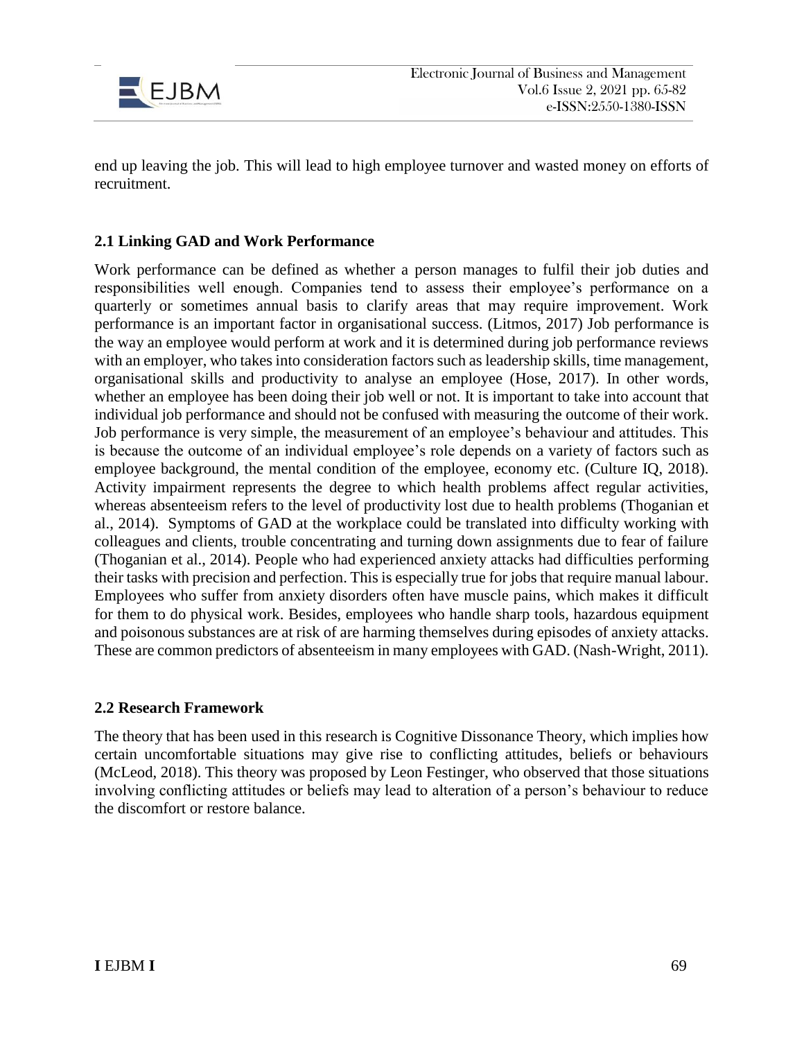end up leaving the job. This will lead to high employee turnover and wasted money on efforts of recruitment.

### 2.1 Linking GAD and Work Performance

Work performance can be defined as whether a person manages to fulfil their job duties and responsibilities well enough. Companies tend to assess their employee's performance on a quarterly or sometimes annual basis to clarify areas that may require improvement. Work performance is an important factor in organisational success. (Litmos, 2017) Job performance is the way an employee would perform at work and it is determined during job performance reviews with an employer, who takes into consideration factors such as leadership skills, time management, organisational skills and productivity to analyse an employee (Hose, 2017). In other words, whether an employee has been doing their job well or not. It is important to take into account that individual job performance and should not be confused with measuring the outcome of their work. Job performance is very simple, the measurement of an employee's behaviour and attitudes. This is because the outcome of an individual employee's role depends on a variety of factors such as employee background, the mental condition of the employee, economy etc. (Culture IQ, 2018). Activity impairment represents the degree to which health problems affect regular activities, whereas absenteeism refers to the level of productivity lost due to health problems (Thoganian et al., 2014). Symptoms of GAD at the workplace could be translated into difficulty working with colleagues and clients, trouble concentrating and turning down assignments due to fear of failure (Thoganian et al., 2014). People who had experienced anxiety attacks had difficulties performing their tasks with precision and perfection. This is especially true for jobs that require manual labour. Employees who suffer from anxiety disorders often have muscle pains, which makes it difficult for them to do physical work. Besides, employees who handle sharp tools, hazardous equipment and poisonous substances are at risk of are harming themselves during episodes of anxiety attacks. These are common predictors of absenteeism in many employees with GAD. (Nash-Wright, 2011).

### 2.2 Research Framework

The theory that has been used in this research is Cognitive Dissonance Theory, which implies how certain uncomfortable situations may give rise to conflicting attitudes, beliefs or behaviours (McLeod, 2018). This theory was proposed by Leon Festinger, who observed that those situations involving conflicting attitudes or beliefs may lead to alteration of a person's behaviour to reduce the discomfort or restore balance.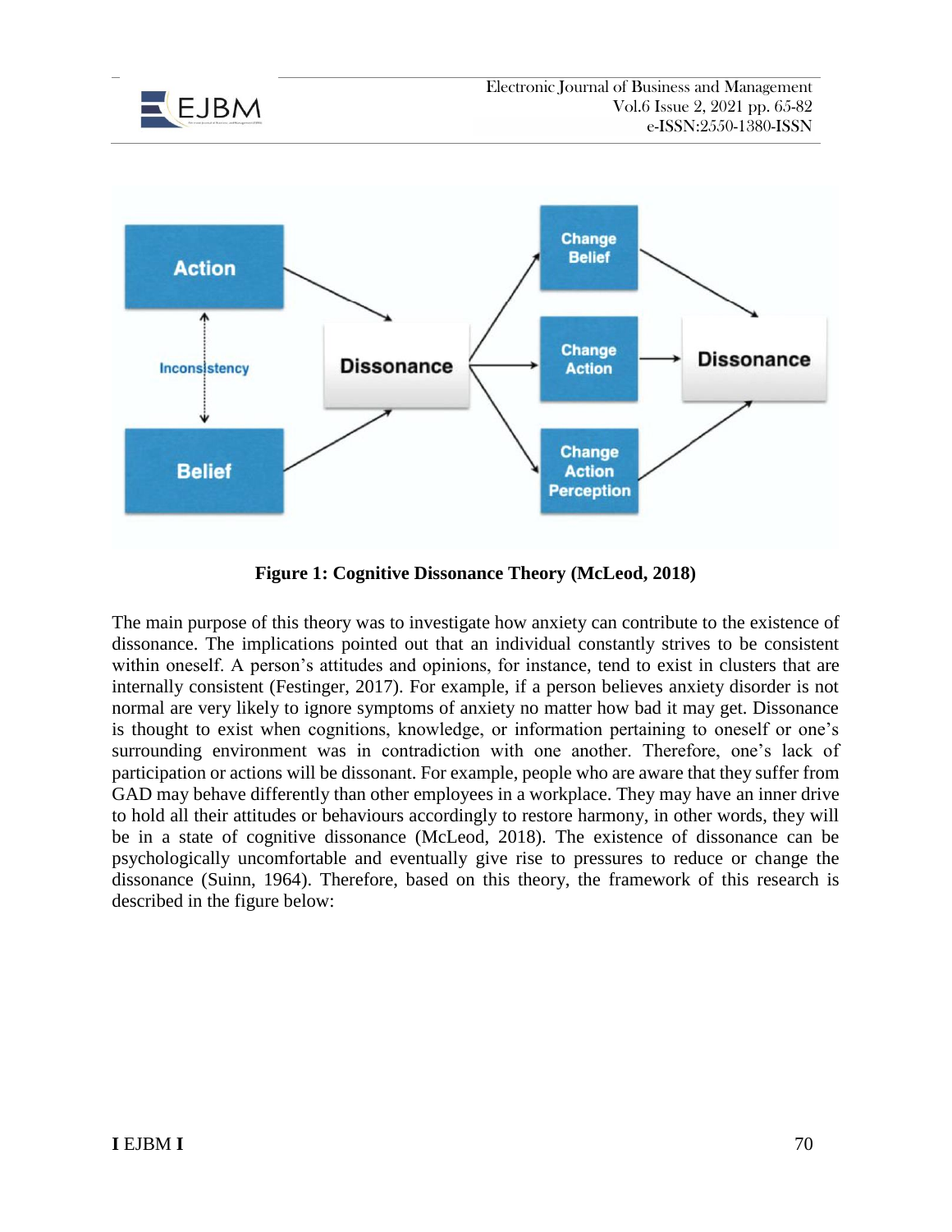**Figure 1: Cognitive Dissonance Theory (McLeod, 2018)**

The main purpose of this theory was to investigate how anxiety can contribute to the existence of dissonance. The implications pointed out that an individual constantly strives to be consistent within oneself. A person's attitudes and opinions, for instance, tend to exist in clusters that are internally consistent (Festinger, 2017). For example, if a person believes anxiety disorder is not normal are very likely to ignore symptoms of anxiety no matter how bad it may get. Dissonance is thought to exist when cognitions, knowledge, or information pertaining to oneself or one's surrounding environment was in contradiction with one another. Therefore, one's lack of participation or actions will be dissonant. For example, people who are aware that they suffer from GAD may behave differently than other employees in a workplace. They may have an inner drive to hold all their attitudes or behaviours accordingly to restore harmony, in other words, they will be in a state of cognitive dissonance (McLeod, 2018). The existence of dissonance can be psychologically uncomfortable and eventually give rise to pressures to reduce or change the dissonance (Suinn, 1964). Therefore, based on this theory, the framework of this research is described in the figure below: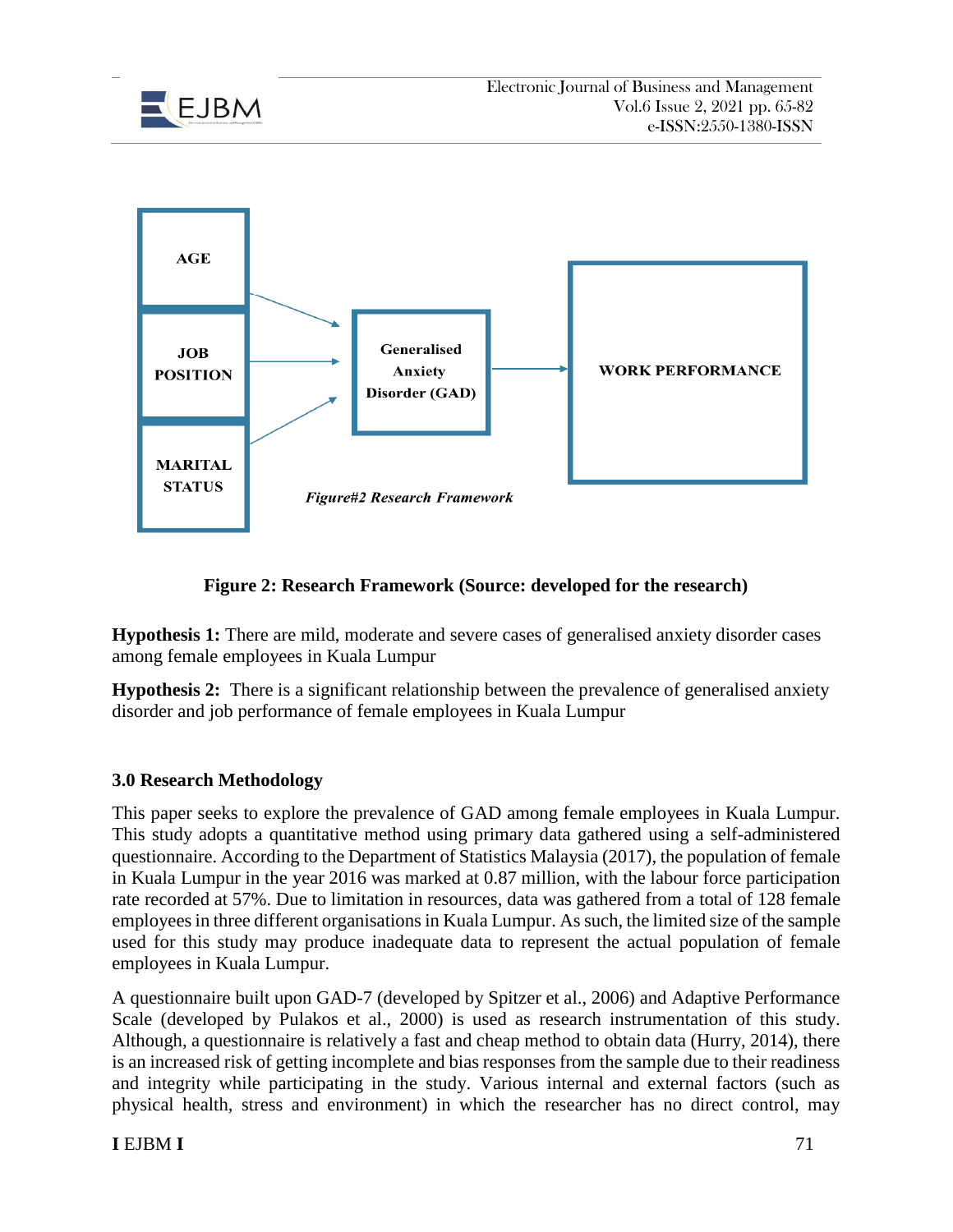AGE

JOB POSITION

MARITAL STATUS

Generalised Anxiety Disorder (GAD)

WORK PERFORMANCE

*Figure#2 Research Framework*

**Figure 2: Research Framework (Source: developed for the research)**

**Hypothesis 1:** There are mild, moderate and severe cases of generalised anxiety disorder cases among female employees in Kuala Lumpur

**Hypothesis 2:** There is a significant relationship between the prevalence of generalised anxiety disorder and job performance of female employees in Kuala Lumpur

## 3.0 Research Methodology

This paper seeks to explore the prevalence of GAD among female employees in Kuala Lumpur. This study adopts a quantitative method using primary data gathered using a self-administered questionnaire. According to the Department of Statistics Malaysia (2017), the population of female in Kuala Lumpur in the year 2016 was marked at 0.87 million, with the labour force participation rate recorded at 57%. Due to limitation in resources, data was gathered from a total of 128 female employees in three different organisations in Kuala Lumpur. As such, the limited size of the sample used for this study may produce inadequate data to represent the actual population of female employees in Kuala Lumpur.

A questionnaire built upon GAD-7 (developed by Spitzer et al., 2006) and Adaptive Performance Scale (developed by Pulakos et al., 2000) is used as research instrumentation of this study. Although, a questionnaire is relatively a fast and cheap method to obtain data (Hurry, 2014), there is an increased risk of getting incomplete and bias responses from the sample due to their readiness and integrity while participating in the study. Various internal and external factors (such as physical health, stress and environment) in which the researcher has no direct control, may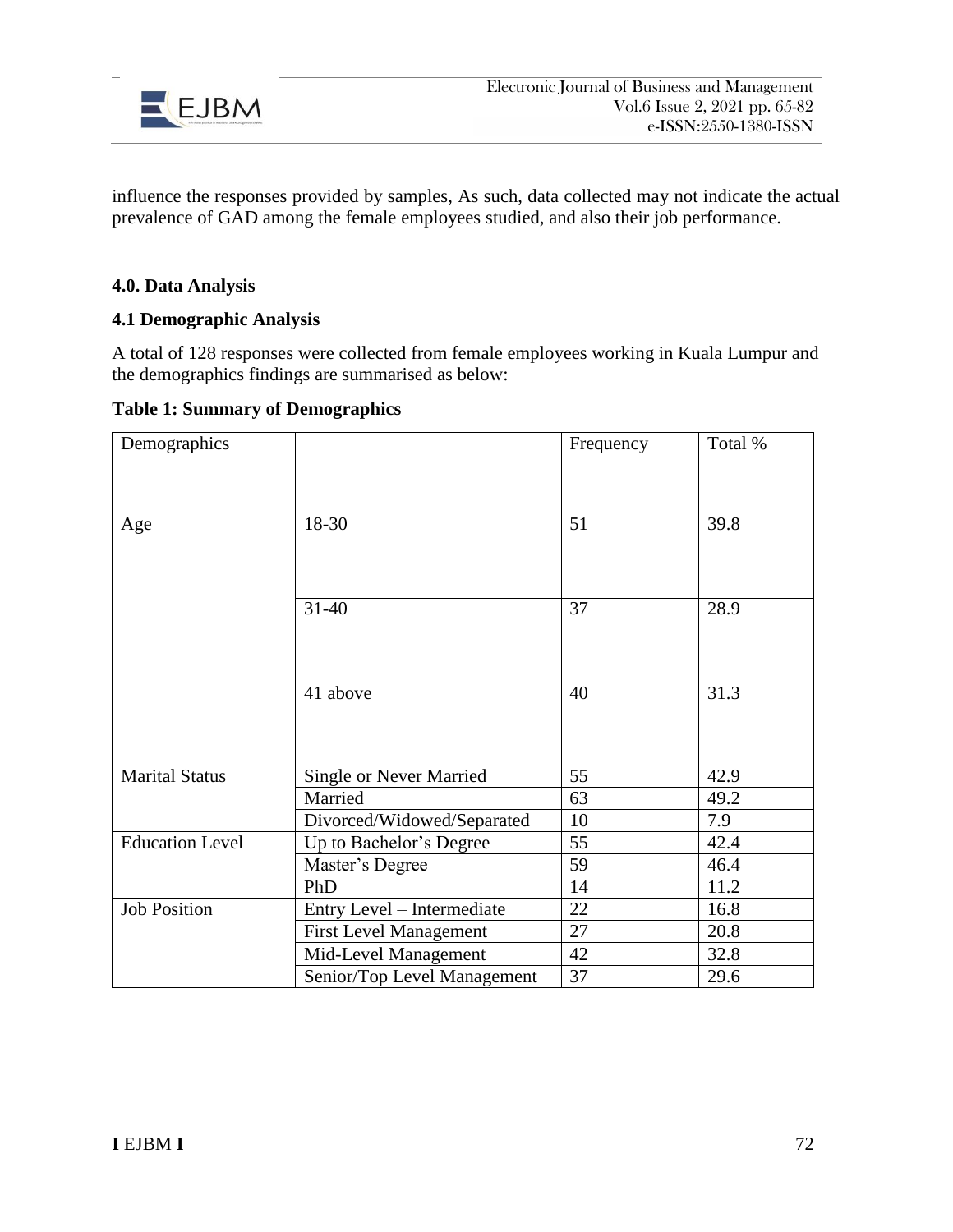influence the responses provided by samples, As such, data collected may not indicate the actual prevalence of GAD among the female employees studied, and also their job performance.

## 4.0. Data Analysis

### 4.1 Demographic Analysis

A total of 128 responses were collected from female employees working in Kuala Lumpur and the demographics findings are summarised as below:

**Table 1: Summary of Demographics**

| Demographics | | Frequency | Total % |
|---|---|---|---|
| Age | 18-30 | 51 | 39.8 |
| | 31-40 | 37 | 28.9 |
| | 41 above | 40 | 31.3 |
| Marital Status | Single or Never Married | 55 | 42.9 |
| | Married | 63 | 49.2 |
| | Divorced/Widowed/Separated | 10 | 7.9 |
| Education Level | Up to Bachelor's Degree | 55 | 42.4 |
| | Master's Degree | 59 | 46.4 |
| | PhD | 14 | 11.2 |
| Job Position | Entry Level – Intermediate | 22 | 16.8 |
| | First Level Management | 27 | 20.8 |
| | Mid-Level Management | 42 | 32.8 |
| | Senior/Top Level Management | 37 | 29.6 |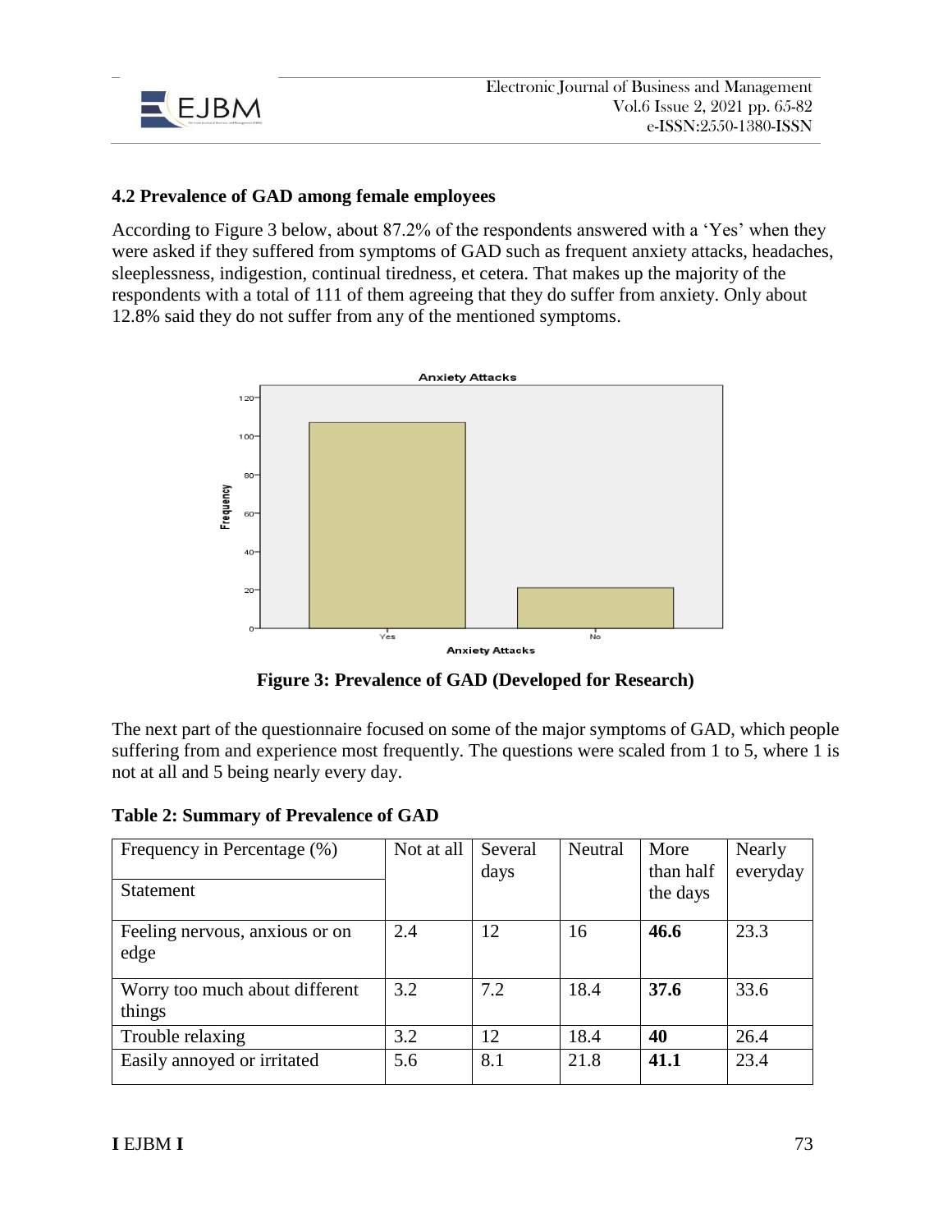### 4.2 Prevalence of GAD among female employees

According to Figure 3 below, about 87.2% of the respondents answered with a 'Yes' when they were asked if they suffered from symptoms of GAD such as frequent anxiety attacks, headaches, sleeplessness, indigestion, continual tiredness, et cetera. That makes up the majority of the respondents with a total of 111 of them agreeing that they do suffer from anxiety. Only about 12.8% said they do not suffer from any of the mentioned symptoms.

**Figure 3: Prevalence of GAD (Developed for Research)**

The next part of the questionnaire focused on some of the major symptoms of GAD, which people suffering from and experience most frequently. The questions were scaled from 1 to 5, where 1 is not at all and 5 being nearly every day.

**Table 2: Summary of Prevalence of GAD**

| Frequency in Percentage (%) / Statement | Not at all | Several days | Neutral | More than half the days | Nearly everyday |
|---|---|---|---|---|---|
| Feeling nervous, anxious or on edge | 2.4 | 12 | 16 | **46.6** | 23.3 |
| Worry too much about different things | 3.2 | 7.2 | 18.4 | **37.6** | 33.6 |
| Trouble relaxing | 3.2 | 12 | 18.4 | **40** | 26.4 |
| Easily annoyed or irritated | 5.6 | 8.1 | 21.8 | **41.1** | 23.4 |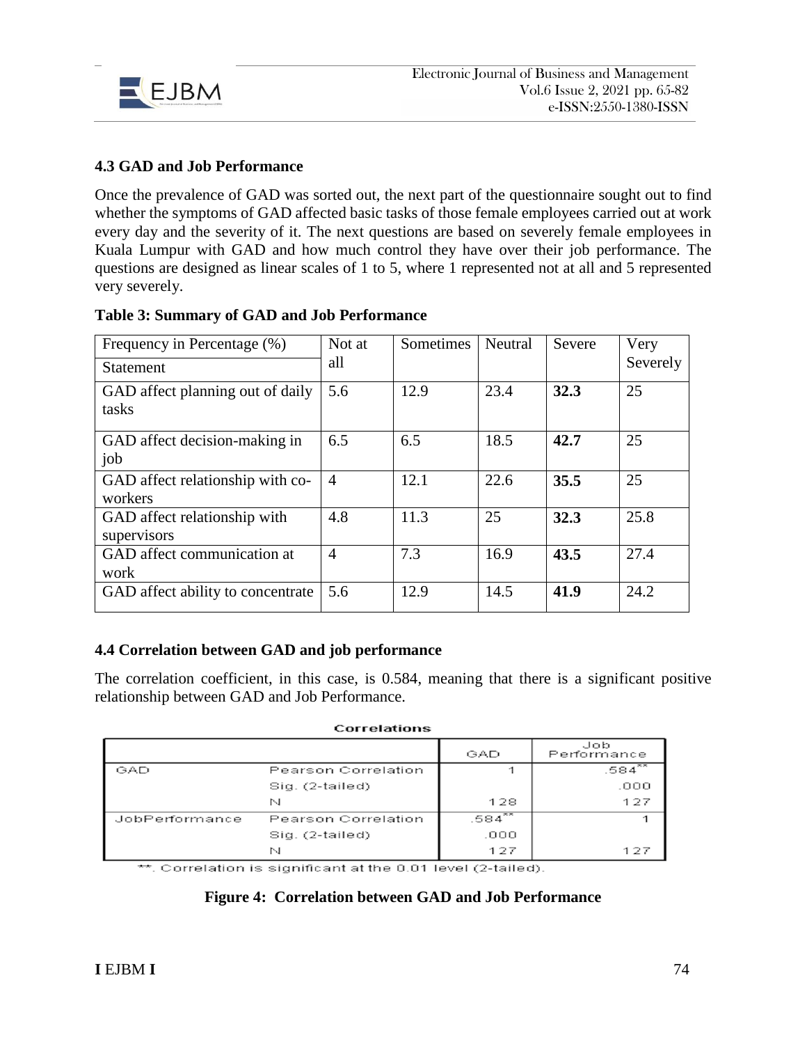### 4.3 GAD and Job Performance

Once the prevalence of GAD was sorted out, the next part of the questionnaire sought out to find whether the symptoms of GAD affected basic tasks of those female employees carried out at work every day and the severity of it. The next questions are based on severely female employees in Kuala Lumpur with GAD and how much control they have over their job performance. The questions are designed as linear scales of 1 to 5, where 1 represented not at all and 5 represented very severely.

**Table 3: Summary of GAD and Job Performance**

| Frequency in Percentage (%) / Statement | Not at all | Sometimes | Neutral | Severe | Very Severely |
|---|---|---|---|---|---|
| GAD affect planning out of daily tasks | 5.6 | 12.9 | 23.4 | **32.3** | 25 |
| GAD affect decision-making in job | 6.5 | 6.5 | 18.5 | **42.7** | 25 |
| GAD affect relationship with co-workers | 4 | 12.1 | 22.6 | **35.5** | 25 |
| GAD affect relationship with supervisors | 4.8 | 11.3 | 25 | **32.3** | 25.8 |
| GAD affect communication at work | 4 | 7.3 | 16.9 | **43.5** | 27.4 |
| GAD affect ability to concentrate | 5.6 | 12.9 | 14.5 | **41.9** | 24.2 |

### 4.4 Correlation between GAD and job performance

The correlation coefficient, in this case, is 0.584, meaning that there is a significant positive relationship between GAD and Job Performance.

**Correlations**

| | | GAD | Job Performance |
|---|---|---|---|
| GAD | Pearson Correlation | 1 | .584** |
| | Sig. (2-tailed) | | .000 |
| | N | 128 | 127 |
| JobPerformance | Pearson Correlation | .584** | 1 |
| | Sig. (2-tailed) | .000 | |
| | N | 127 | 127 |

**. Correlation is significant at the 0.01 level (2-tailed).

**Figure 4: Correlation between GAD and Job Performance**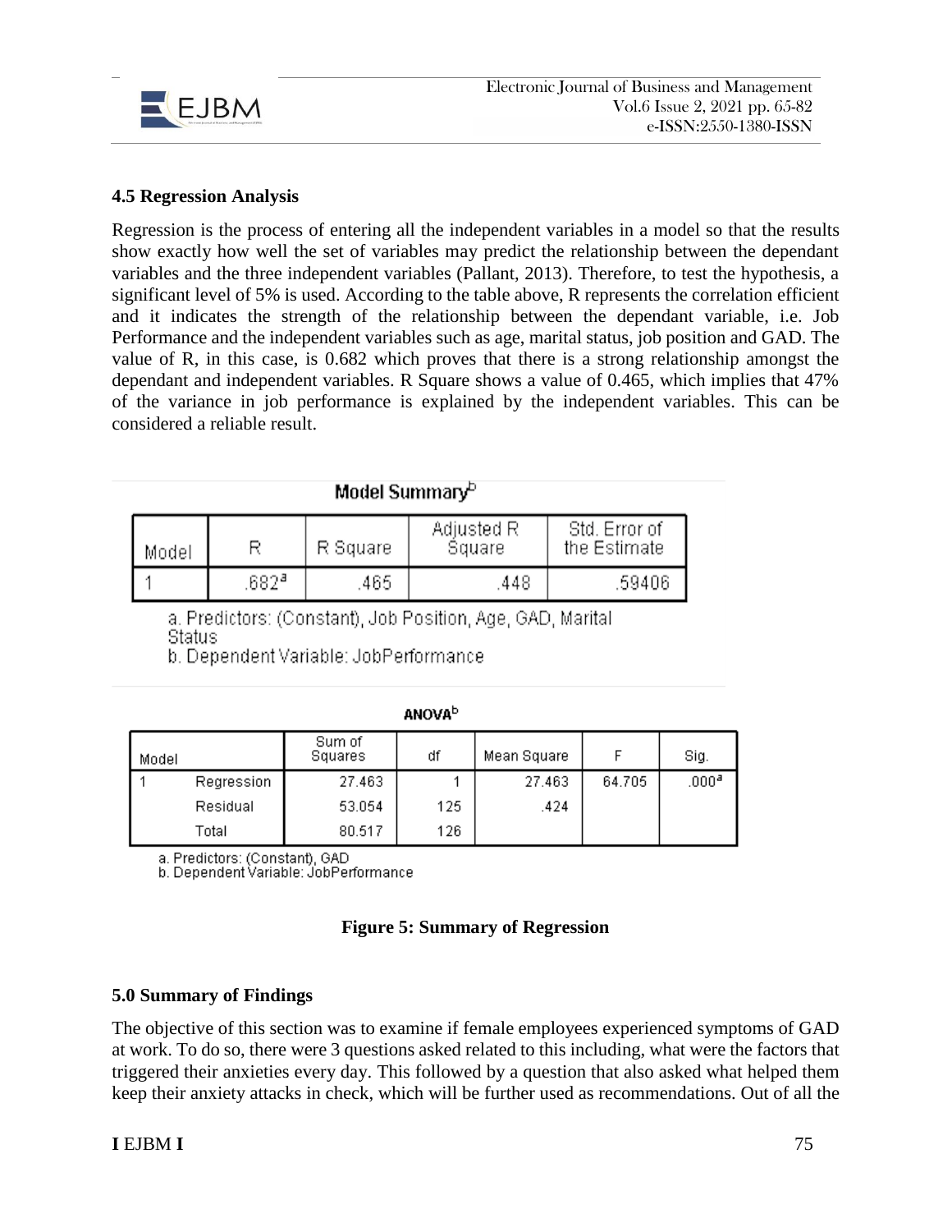### 4.5 Regression Analysis

Regression is the process of entering all the independent variables in a model so that the results show exactly how well the set of variables may predict the relationship between the dependant variables and the three independent variables (Pallant, 2013). Therefore, to test the hypothesis, a significant level of 5% is used. According to the table above, R represents the correlation efficient and it indicates the strength of the relationship between the dependant variable, i.e. Job Performance and the independent variables such as age, marital status, job position and GAD. The value of R, in this case, is 0.682 which proves that there is a strong relationship amongst the dependant and independent variables. R Square shows a value of 0.465, which implies that 47% of the variance in job performance is explained by the independent variables. This can be considered a reliable result.

**Model Summary**[b]

| Model | R | R Square | Adjusted R Square | Std. Error of the Estimate |
|---|---|---|---|---|
| 1 | .682[a] | .465 | .448 | .59406 |

a. Predictors: (Constant), Job Position, Age, GAD, Marital Status
b. Dependent Variable: JobPerformance

**ANOVA**[b]

| Model | | Sum of Squares | df | Mean Square | F | Sig. |
|---|---|---|---|---|---|---|
| 1 | Regression | 27.463 | 1 | 27.463 | 64.705 | .000[a] |
| | Residual | 53.054 | 125 | .424 | | |
| | Total | 80.517 | 126 | | | |

a. Predictors: (Constant), GAD
b. Dependent Variable: JobPerformance

**Figure 5: Summary of Regression**

### 5.0 Summary of Findings

The objective of this section was to examine if female employees experienced symptoms of GAD at work. To do so, there were 3 questions asked related to this including, what were the factors that triggered their anxieties every day. This followed by a question that also asked what helped them keep their anxiety attacks in check, which will be further used as recommendations. Out of all the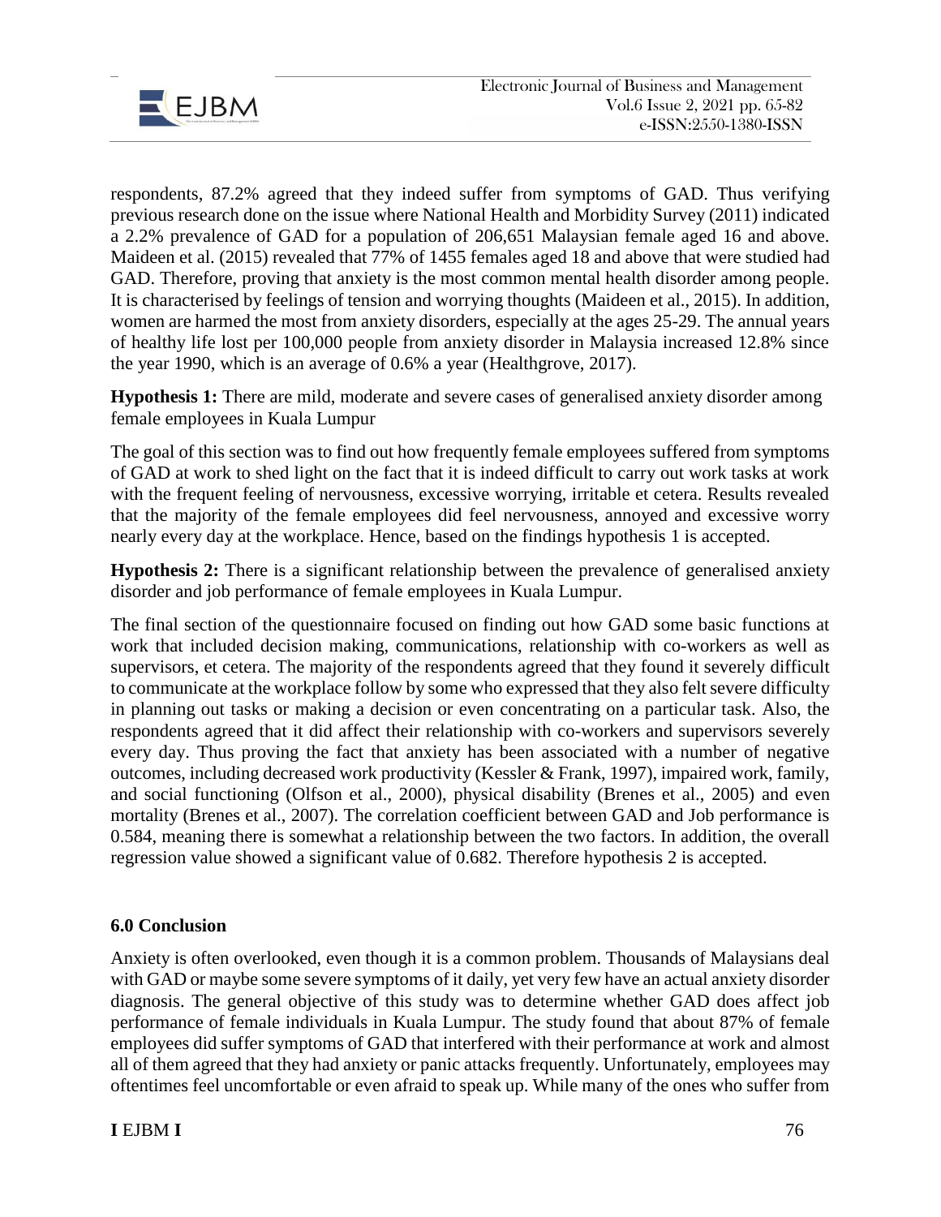respondents, 87.2% agreed that they indeed suffer from symptoms of GAD. Thus verifying previous research done on the issue where National Health and Morbidity Survey (2011) indicated a 2.2% prevalence of GAD for a population of 206,651 Malaysian female aged 16 and above. Maideen et al. (2015) revealed that 77% of 1455 females aged 18 and above that were studied had GAD. Therefore, proving that anxiety is the most common mental health disorder among people. It is characterised by feelings of tension and worrying thoughts (Maideen et al., 2015). In addition, women are harmed the most from anxiety disorders, especially at the ages 25-29. The annual years of healthy life lost per 100,000 people from anxiety disorder in Malaysia increased 12.8% since the year 1990, which is an average of 0.6% a year (Healthgrove, 2017).

**Hypothesis 1:** There are mild, moderate and severe cases of generalised anxiety disorder among female employees in Kuala Lumpur

The goal of this section was to find out how frequently female employees suffered from symptoms of GAD at work to shed light on the fact that it is indeed difficult to carry out work tasks at work with the frequent feeling of nervousness, excessive worrying, irritable et cetera. Results revealed that the majority of the female employees did feel nervousness, annoyed and excessive worry nearly every day at the workplace. Hence, based on the findings hypothesis 1 is accepted.

**Hypothesis 2:** There is a significant relationship between the prevalence of generalised anxiety disorder and job performance of female employees in Kuala Lumpur.

The final section of the questionnaire focused on finding out how GAD some basic functions at work that included decision making, communications, relationship with co-workers as well as supervisors, et cetera. The majority of the respondents agreed that they found it severely difficult to communicate at the workplace follow by some who expressed that they also felt severe difficulty in planning out tasks or making a decision or even concentrating on a particular task. Also, the respondents agreed that it did affect their relationship with co-workers and supervisors severely every day. Thus proving the fact that anxiety has been associated with a number of negative outcomes, including decreased work productivity (Kessler & Frank, 1997), impaired work, family, and social functioning (Olfson et al., 2000), physical disability (Brenes et al., 2005) and even mortality (Brenes et al., 2007). The correlation coefficient between GAD and Job performance is 0.584, meaning there is somewhat a relationship between the two factors. In addition, the overall regression value showed a significant value of 0.682. Therefore hypothesis 2 is accepted.

## 6.0 Conclusion

Anxiety is often overlooked, even though it is a common problem. Thousands of Malaysians deal with GAD or maybe some severe symptoms of it daily, yet very few have an actual anxiety disorder diagnosis. The general objective of this study was to determine whether GAD does affect job performance of female individuals in Kuala Lumpur. The study found that about 87% of female employees did suffer symptoms of GAD that interfered with their performance at work and almost all of them agreed that they had anxiety or panic attacks frequently. Unfortunately, employees may oftentimes feel uncomfortable or even afraid to speak up. While many of the ones who suffer from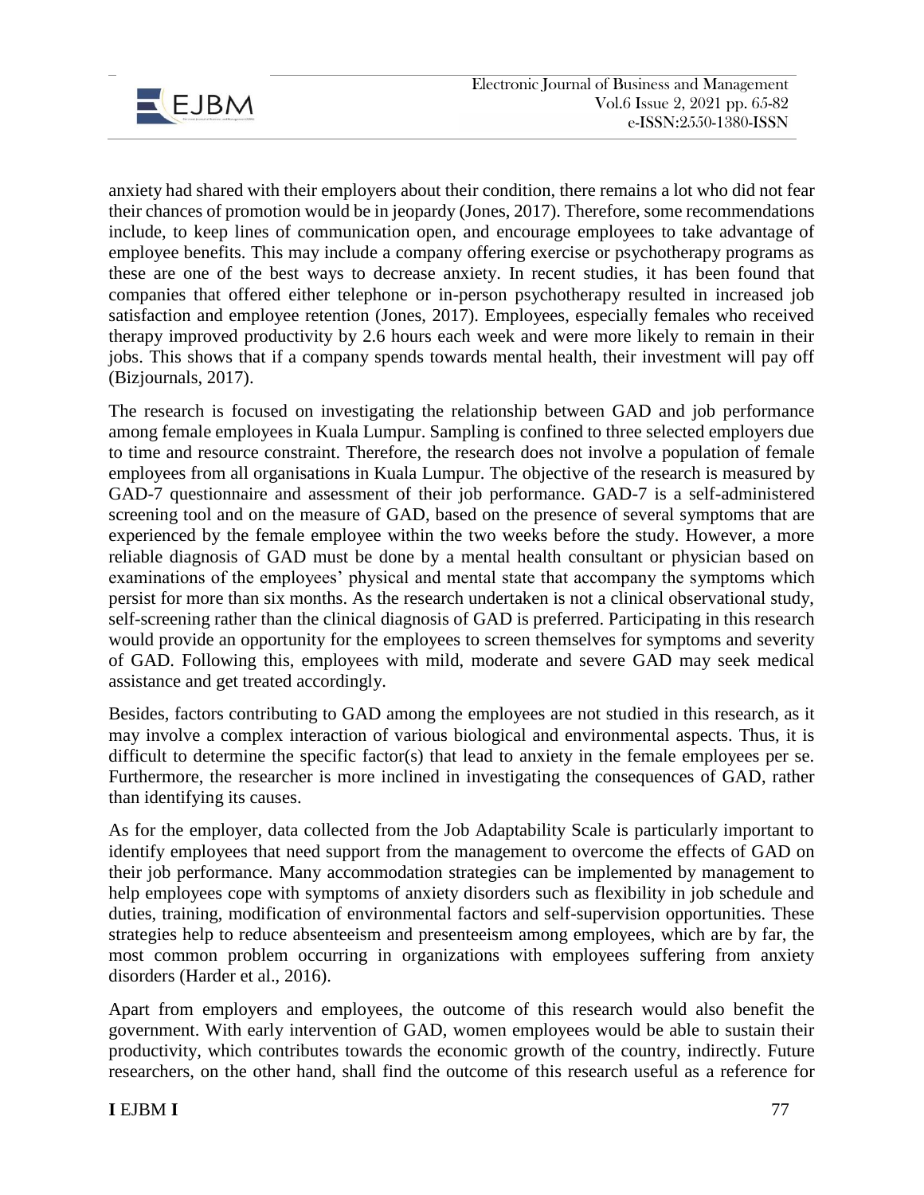anxiety had shared with their employers about their condition, there remains a lot who did not fear their chances of promotion would be in jeopardy (Jones, 2017). Therefore, some recommendations include, to keep lines of communication open, and encourage employees to take advantage of employee benefits. This may include a company offering exercise or psychotherapy programs as these are one of the best ways to decrease anxiety. In recent studies, it has been found that companies that offered either telephone or in-person psychotherapy resulted in increased job satisfaction and employee retention (Jones, 2017). Employees, especially females who received therapy improved productivity by 2.6 hours each week and were more likely to remain in their jobs. This shows that if a company spends towards mental health, their investment will pay off (Bizjournals, 2017).

The research is focused on investigating the relationship between GAD and job performance among female employees in Kuala Lumpur. Sampling is confined to three selected employers due to time and resource constraint. Therefore, the research does not involve a population of female employees from all organisations in Kuala Lumpur. The objective of the research is measured by GAD-7 questionnaire and assessment of their job performance. GAD-7 is a self-administered screening tool and on the measure of GAD, based on the presence of several symptoms that are experienced by the female employee within the two weeks before the study. However, a more reliable diagnosis of GAD must be done by a mental health consultant or physician based on examinations of the employees' physical and mental state that accompany the symptoms which persist for more than six months. As the research undertaken is not a clinical observational study, self-screening rather than the clinical diagnosis of GAD is preferred. Participating in this research would provide an opportunity for the employees to screen themselves for symptoms and severity of GAD. Following this, employees with mild, moderate and severe GAD may seek medical assistance and get treated accordingly.

Besides, factors contributing to GAD among the employees are not studied in this research, as it may involve a complex interaction of various biological and environmental aspects. Thus, it is difficult to determine the specific factor(s) that lead to anxiety in the female employees per se. Furthermore, the researcher is more inclined in investigating the consequences of GAD, rather than identifying its causes.

As for the employer, data collected from the Job Adaptability Scale is particularly important to identify employees that need support from the management to overcome the effects of GAD on their job performance. Many accommodation strategies can be implemented by management to help employees cope with symptoms of anxiety disorders such as flexibility in job schedule and duties, training, modification of environmental factors and self-supervision opportunities. These strategies help to reduce absenteeism and presenteeism among employees, which are by far, the most common problem occurring in organizations with employees suffering from anxiety disorders (Harder et al., 2016).

Apart from employers and employees, the outcome of this research would also benefit the government. With early intervention of GAD, women employees would be able to sustain their productivity, which contributes towards the economic growth of the country, indirectly. Future researchers, on the other hand, shall find the outcome of this research useful as a reference for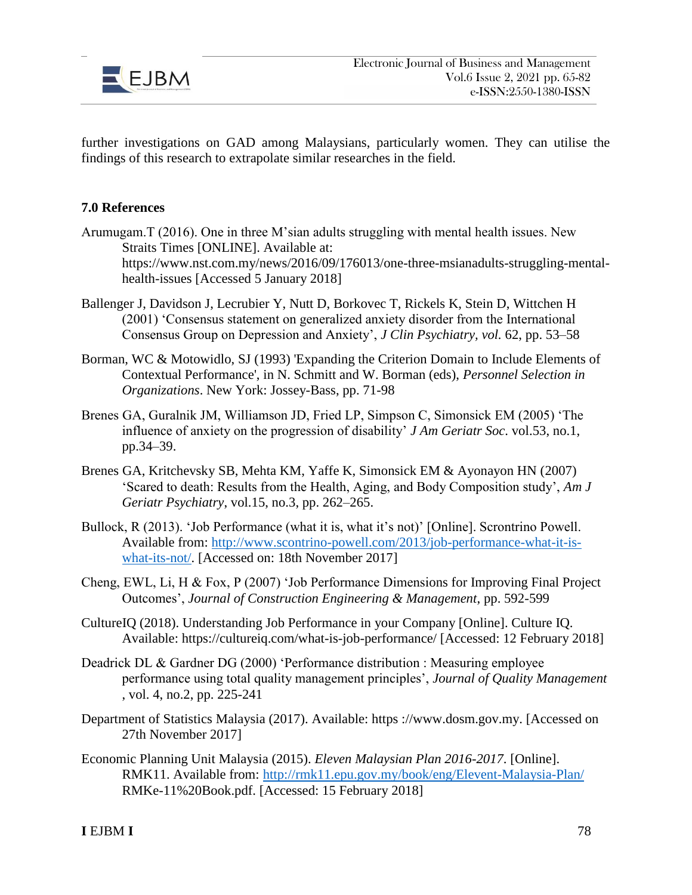further investigations on GAD among Malaysians, particularly women. They can utilise the findings of this research to extrapolate similar researches in the field.

## 7.0 References

Arumugam.T (2016). One in three M'sian adults struggling with mental health issues. New Straits Times [ONLINE]. Available at: https://www.nst.com.my/news/2016/09/176013/one-three-msianadults-struggling-mental-health-issues [Accessed 5 January 2018]

Ballenger J, Davidson J, Lecrubier Y, Nutt D, Borkovec T, Rickels K, Stein D, Wittchen H (2001) 'Consensus statement on generalized anxiety disorder from the International Consensus Group on Depression and Anxiety', *J Clin Psychiatry, vol.* 62, pp. 53–58

Borman, WC & Motowidlo, SJ (1993) 'Expanding the Criterion Domain to Include Elements of Contextual Performance', in N. Schmitt and W. Borman (eds), *Personnel Selection in Organizations*. New York: Jossey-Bass, pp. 71-98

Brenes GA, Guralnik JM, Williamson JD, Fried LP, Simpson C, Simonsick EM (2005) 'The influence of anxiety on the progression of disability' *J Am Geriatr Soc*. vol.53, no.1, pp.34–39.

Brenes GA, Kritchevsky SB, Mehta KM, Yaffe K, Simonsick EM & Ayonayon HN (2007) 'Scared to death: Results from the Health, Aging, and Body Composition study', *Am J Geriatr Psychiatry*, vol.15, no.3, pp. 262–265.

Bullock, R (2013). 'Job Performance (what it is, what it's not)' [Online]. Scrontrino Powell. Available from: http://www.scontrino-powell.com/2013/job-performance-what-it-is-what-its-not/. [Accessed on: 18th November 2017]

Cheng, EWL, Li, H & Fox, P (2007) 'Job Performance Dimensions for Improving Final Project Outcomes', *Journal of Construction Engineering & Management*, pp. 592-599

CultureIQ (2018). Understanding Job Performance in your Company [Online]. Culture IQ. Available: https://cultureiq.com/what-is-job-performance/ [Accessed: 12 February 2018]

Deadrick DL & Gardner DG (2000) 'Performance distribution : Measuring employee performance using total quality management principles', *Journal of Quality Management* , vol. 4, no.2, pp. 225-241

Department of Statistics Malaysia (2017). Available: https ://www.dosm.gov.my. [Accessed on 27th November 2017]

Economic Planning Unit Malaysia (2015). *Eleven Malaysian Plan 2016-2017*. [Online]. RMK11. Available from: http://rmk11.epu.gov.my/book/eng/Elevent-Malaysia-Plan/ RMKe-11%20Book.pdf. [Accessed: 15 February 2018]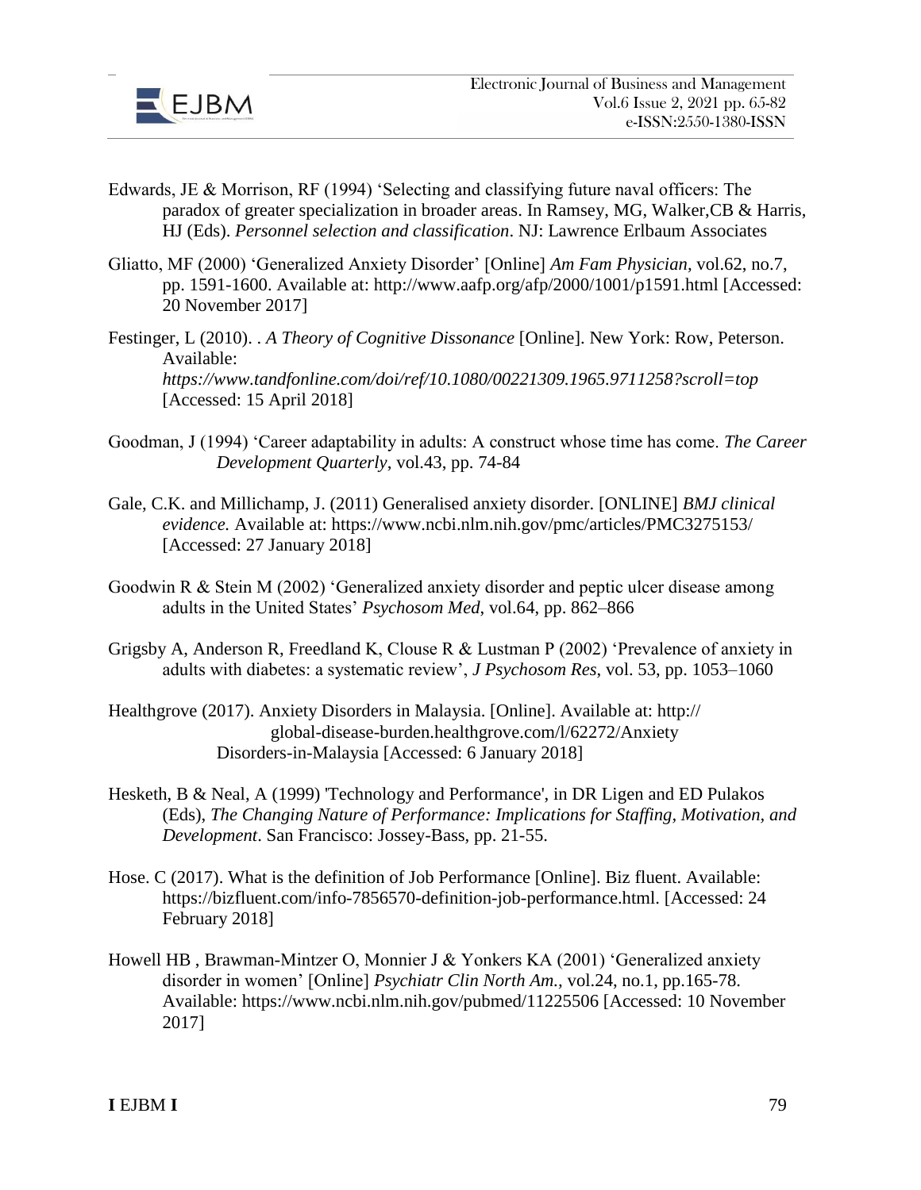Edwards, JE & Morrison, RF (1994) 'Selecting and classifying future naval officers: The paradox of greater specialization in broader areas. In Ramsey, MG, Walker,CB & Harris, HJ (Eds). *Personnel selection and classification*. NJ: Lawrence Erlbaum Associates

Gliatto, MF (2000) 'Generalized Anxiety Disorder' [Online] *Am Fam Physician,* vol.62, no.7, pp. 1591-1600. Available at: http://www.aafp.org/afp/2000/1001/p1591.html [Accessed: 20 November 2017]

Festinger, L (2010). . *A Theory of Cognitive Dissonance* [Online]. New York: Row, Peterson. Available: *https://www.tandfonline.com/doi/ref/10.1080/00221309.1965.9711258?scroll=top* [Accessed: 15 April 2018]

Goodman, J (1994) 'Career adaptability in adults: A construct whose time has come. *The Career Development Quarterly*, vol.43, pp. 74-84

Gale, C.K. and Millichamp, J. (2011) Generalised anxiety disorder. [ONLINE] *BMJ clinical evidence.* Available at: https://www.ncbi.nlm.nih.gov/pmc/articles/PMC3275153/ [Accessed: 27 January 2018]

Goodwin R & Stein M (2002) 'Generalized anxiety disorder and peptic ulcer disease among adults in the United States' *Psychosom Med*, vol.64, pp. 862–866

Grigsby A, Anderson R, Freedland K, Clouse R & Lustman P (2002) 'Prevalence of anxiety in adults with diabetes: a systematic review', *J Psychosom Res*, vol. 53, pp. 1053–1060

Healthgrove (2017). Anxiety Disorders in Malaysia. [Online]. Available at: http:// global-disease-burden.healthgrove.com/l/62272/Anxiety Disorders-in-Malaysia [Accessed: 6 January 2018]

Hesketh, B & Neal, A (1999) 'Technology and Performance', in DR Ligen and ED Pulakos (Eds), *The Changing Nature of Performance: Implications for Staffing, Motivation, and Development*. San Francisco: Jossey-Bass, pp. 21-55.

Hose. C (2017). What is the definition of Job Performance [Online]. Biz fluent. Available: https://bizfluent.com/info-7856570-definition-job-performance.html. [Accessed: 24 February 2018]

Howell HB , Brawman-Mintzer O, Monnier J & Yonkers KA (2001) 'Generalized anxiety disorder in women' [Online] *Psychiatr Clin North Am.*, vol.24, no.1, pp.165-78. Available: https://www.ncbi.nlm.nih.gov/pubmed/11225506 [Accessed: 10 November 2017]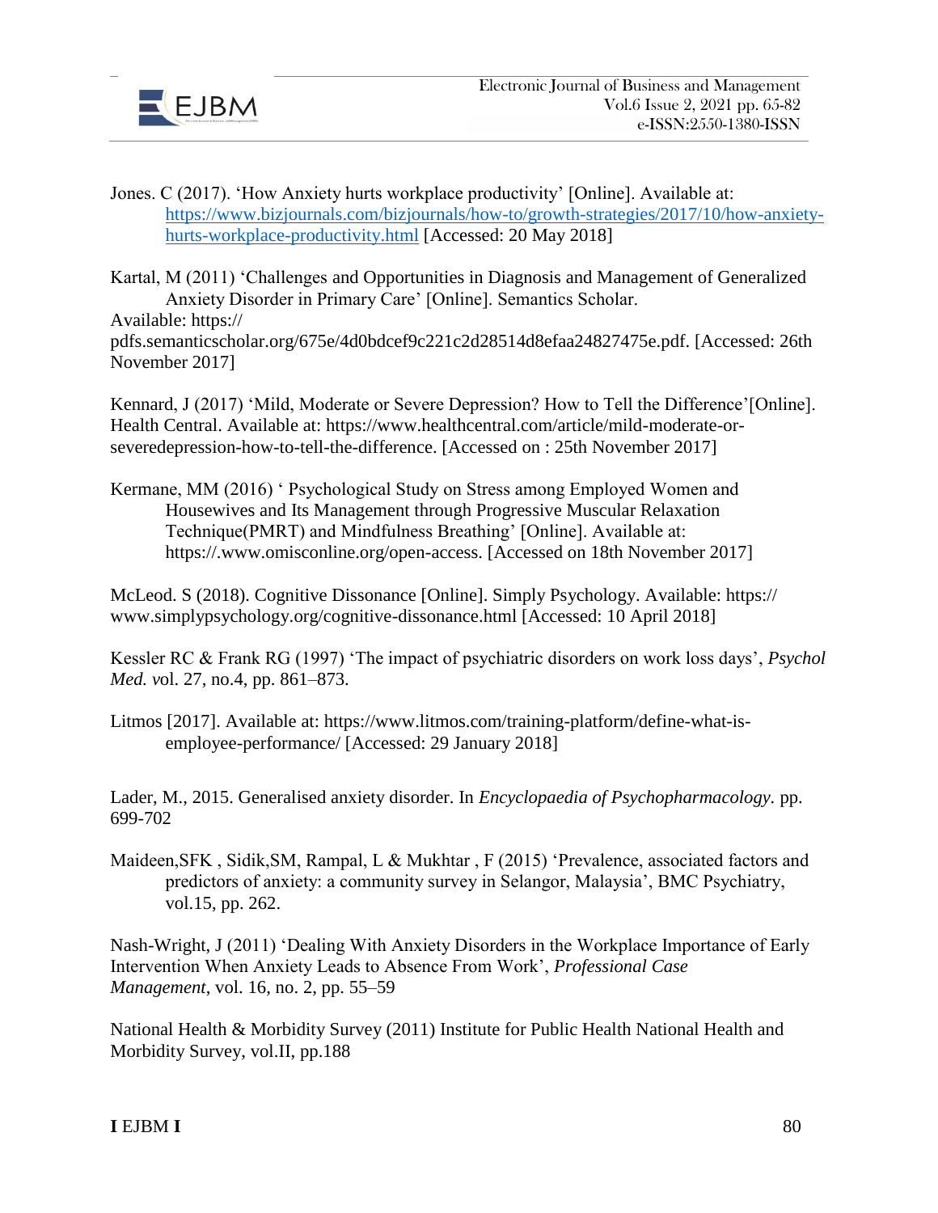Jones. C (2017). 'How Anxiety hurts workplace productivity' [Online]. Available at: https://www.bizjournals.com/bizjournals/how-to/growth-strategies/2017/10/how-anxiety-hurts-workplace-productivity.html [Accessed: 20 May 2018]

Kartal, M (2011) 'Challenges and Opportunities in Diagnosis and Management of Generalized Anxiety Disorder in Primary Care' [Online]. Semantics Scholar. Available: https:// pdfs.semanticscholar.org/675e/4d0bdcef9c221c2d28514d8efaa24827475e.pdf. [Accessed: 26th November 2017]

Kennard, J (2017) 'Mild, Moderate or Severe Depression? How to Tell the Difference'[Online]. Health Central. Available at: https://www.healthcentral.com/article/mild-moderate-or-severedepression-how-to-tell-the-difference. [Accessed on : 25th November 2017]

Kermane, MM (2016) ' Psychological Study on Stress among Employed Women and Housewives and Its Management through Progressive Muscular Relaxation Technique(PMRT) and Mindfulness Breathing' [Online]. Available at: https://.www.omisconline.org/open-access. [Accessed on 18th November 2017]

McLeod. S (2018). Cognitive Dissonance [Online]. Simply Psychology. Available: https:// www.simplypsychology.org/cognitive-dissonance.html [Accessed: 10 April 2018]

Kessler RC & Frank RG (1997) 'The impact of psychiatric disorders on work loss days', *Psychol Med. v*ol. 27, no.4, pp. 861–873.

Litmos [2017]. Available at: https://www.litmos.com/training-platform/define-what-is-employee-performance/ [Accessed: 29 January 2018]

Lader, M., 2015. Generalised anxiety disorder. In *Encyclopaedia of Psychopharmacology.* pp. 699-702

Maideen,SFK , Sidik,SM, Rampal, L & Mukhtar , F (2015) 'Prevalence, associated factors and predictors of anxiety: a community survey in Selangor, Malaysia', BMC Psychiatry, vol.15, pp. 262.

Nash-Wright, J (2011) 'Dealing With Anxiety Disorders in the Workplace Importance of Early Intervention When Anxiety Leads to Absence From Work', *Professional Case Management*, vol. 16, no. 2, pp. 55–59

National Health & Morbidity Survey (2011) Institute for Public Health National Health and Morbidity Survey, vol.II, pp.188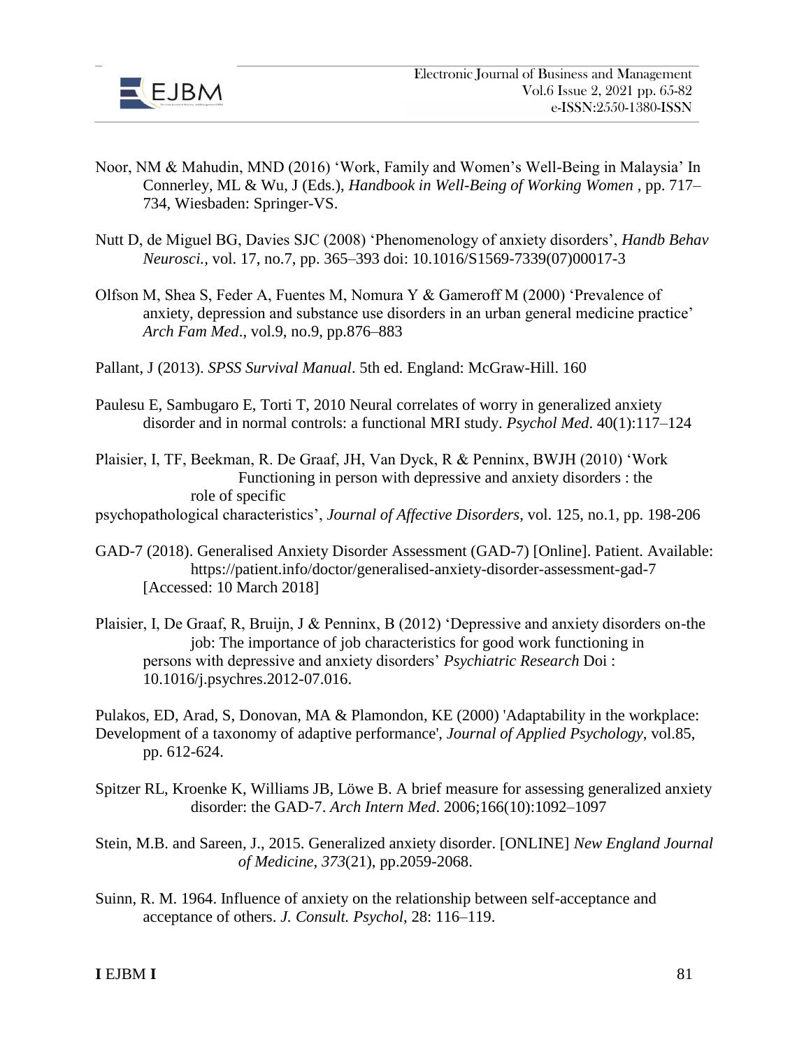Noor, NM & Mahudin, MND (2016) 'Work, Family and Women's Well-Being in Malaysia' In Connerley, ML & Wu, J (Eds.), *Handbook in Well-Being of Working Women* , pp. 717–734, Wiesbaden: Springer-VS.

Nutt D, de Miguel BG, Davies SJC (2008) 'Phenomenology of anxiety disorders', *Handb Behav Neurosci.*, vol. 17, no.7, pp. 365–393 doi: 10.1016/S1569-7339(07)00017-3

Olfson M, Shea S, Feder A, Fuentes M, Nomura Y & Gameroff M (2000) 'Prevalence of anxiety, depression and substance use disorders in an urban general medicine practice' *Arch Fam Med*., vol.9, no.9, pp.876–883

Pallant, J (2013). *SPSS Survival Manual*. 5th ed. England: McGraw-Hill. 160

Paulesu E, Sambugaro E, Torti T, 2010 Neural correlates of worry in generalized anxiety disorder and in normal controls: a functional MRI study. *Psychol Med*. 40(1):117–124

Plaisier, I, TF, Beekman, R. De Graaf, JH, Van Dyck, R & Penninx, BWJH (2010) 'Work Functioning in person with depressive and anxiety disorders : the role of specific psychopathological characteristics', *Journal of Affective Disorders*, vol. 125, no.1, pp. 198-206

GAD-7 (2018). Generalised Anxiety Disorder Assessment (GAD-7) [Online]. Patient. Available: https://patient.info/doctor/generalised-anxiety-disorder-assessment-gad-7 [Accessed: 10 March 2018]

Plaisier, I, De Graaf, R, Bruijn, J & Penninx, B (2012) 'Depressive and anxiety disorders on-the job: The importance of job characteristics for good work functioning in persons with depressive and anxiety disorders' *Psychiatric Research* Doi : 10.1016/j.psychres.2012-07.016.

Pulakos, ED, Arad, S, Donovan, MA & Plamondon, KE (2000) 'Adaptability in the workplace: Development of a taxonomy of adaptive performance', *Journal of Applied Psychology*, vol.85, pp. 612-624.

Spitzer RL, Kroenke K, Williams JB, Löwe B. A brief measure for assessing generalized anxiety disorder: the GAD-7. *Arch Intern Med*. 2006;166(10):1092–1097

Stein, M.B. and Sareen, J., 2015. Generalized anxiety disorder. [ONLINE] *New England Journal of Medicine*, *373*(21), pp.2059-2068.

Suinn, R. M. 1964. Influence of anxiety on the relationship between self-acceptance and acceptance of others. *J. Consult. Psychol*, 28: 116–119.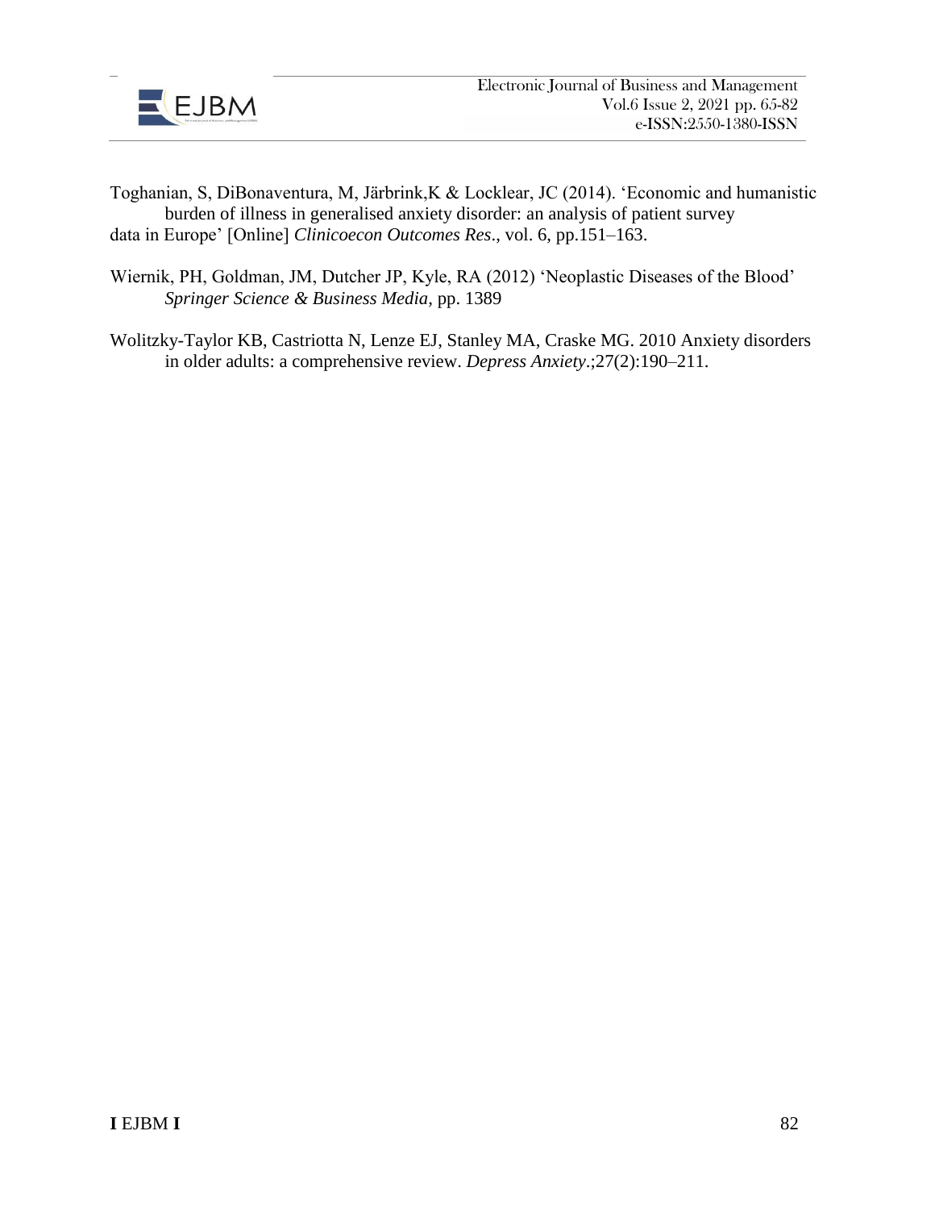Toghanian, S, DiBonaventura, M, Järbrink,K & Locklear, JC (2014). 'Economic and humanistic burden of illness in generalised anxiety disorder: an analysis of patient survey data in Europe' [Online] *Clinicoecon Outcomes Res*., vol. 6, pp.151–163.

Wiernik, PH, Goldman, JM, Dutcher JP, Kyle, RA (2012) 'Neoplastic Diseases of the Blood' *Springer Science & Business Media,* pp. 1389

Wolitzky-Taylor KB, Castriotta N, Lenze EJ, Stanley MA, Craske MG. 2010 Anxiety disorders in older adults: a comprehensive review. *Depress Anxiety*.;27(2):190–211.